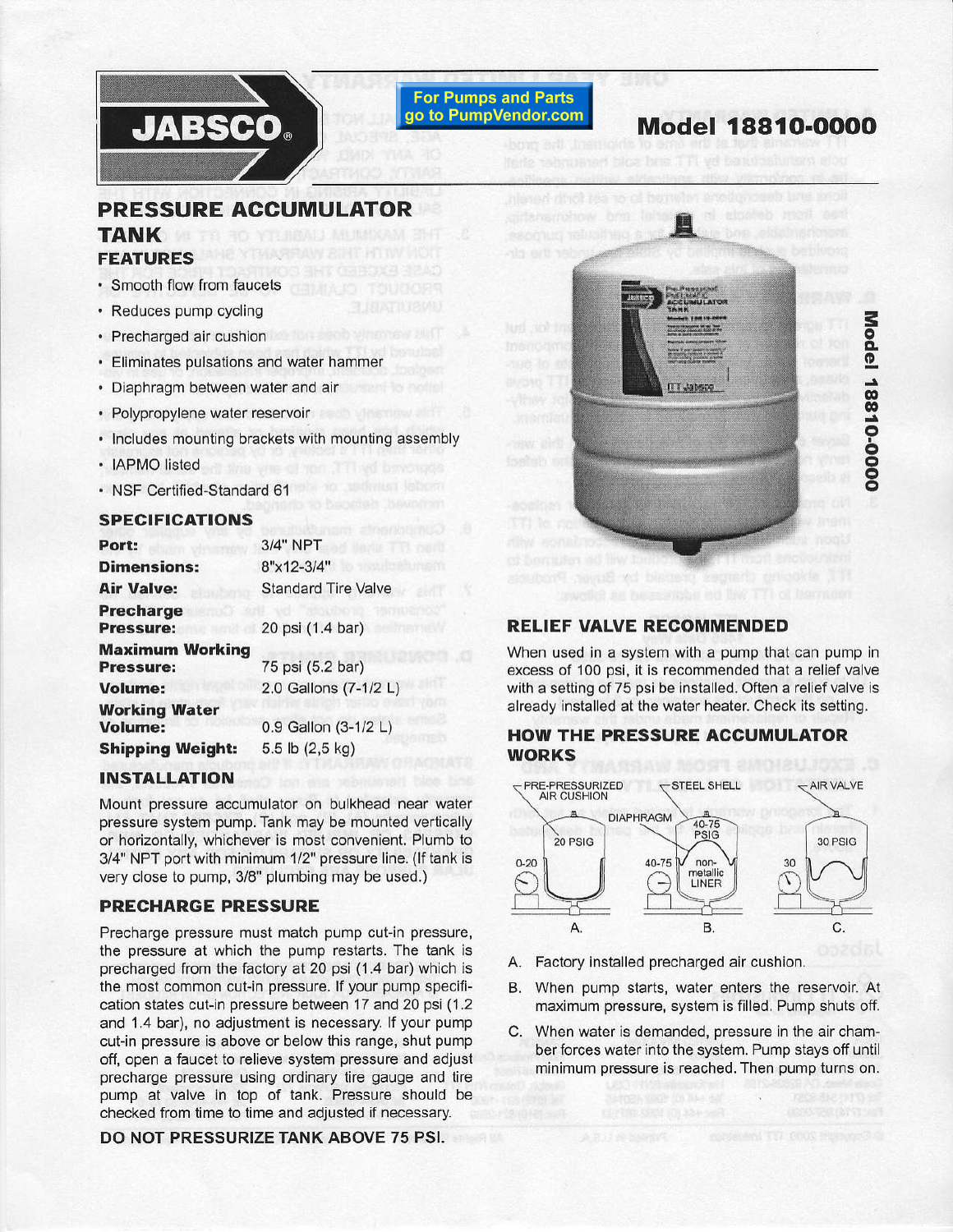JABSCO®

For Pumps and Parts go to PumpVendor.com

# Model 18810-0000

## PRESSURE ACCUMULATOR TANK

### FEATURES

- Smooth flow from faucets
- Reduces pump cycling
- Precharged air cushion
- Eliminates pulsations and water hammer
- Diaphragm between water and air
- Polypropylene water reservoir
- Includes mounting brackets with mounting assembly
- IAPMO listed
- NSF Certified-Standard 61

### SPECIFICATIONS

| | |
|---|---|
| **Port:** | 3/4" NPT |
| **Dimensions:** | 8"x12-3/4" |
| **Air Valve:** | Standard Tire Valve |
| **Precharge Pressure:** | 20 psi (1.4 bar) |
| **Maximum Working Pressure:** | 75 psi (5.2 bar) |
| **Volume:** | 2.0 Gallons (7-1/2 L) |
| **Working Water Volume:** | 0.9 Gallon (3-1/2 L) |
| **Shipping Weight:** | 5.5 lb (2,5 kg) |

### INSTALLATION

Mount pressure accumulator on bulkhead near water pressure system pump. Tank may be mounted vertically or horizontally, whichever is most convenient. Plumb to 3/4" NPT port with minimum 1/2" pressure line. (If tank is very close to pump, 3/8" plumbing may be used.)

### PRECHARGE PRESSURE

Precharge pressure must match pump cut-in pressure, the pressure at which the pump restarts. The tank is precharged from the factory at 20 psi (1.4 bar) which is the most common cut-in pressure. If your pump specification states cut-in pressure between 17 and 20 psi (1.2 and 1.4 bar), no adjustment is necessary. If your pump cut-in pressure is above or below this range, shut pump off, open a faucet to relieve system pressure and adjust precharge pressure using ordinary tire gauge and tire pump at valve in top of tank. Pressure should be checked from time to time and adjusted if necessary.

**DO NOT PRESSURIZE TANK ABOVE 75 PSI.**

Model 18810-0000

### RELIEF VALVE RECOMMENDED

When used in a system with a pump that can pump in excess of 100 psi, it is recommended that a relief valve with a setting of 75 psi be installed. Often a relief valve is already installed at the water heater. Check its setting.

### HOW THE PRESSURE ACCUMULATOR WORKS

PRE-PRESSURIZED AIR CUSHION — STEEL SHELL — AIR VALVE — DIAPHRAGM — 20 PSIG — 40-75 PSIG — 30 PSIG — 0-20 — 40-75 — non-metallic LINER — 30

A. B. C.

A. Factory installed precharged air cushion.

B. When pump starts, water enters the reservoir. At maximum pressure, system is filled. Pump shuts off.

C. When water is demanded, pressure in the air chamber forces water into the system. Pump stays off until minimum pressure is reached. Then pump turns on.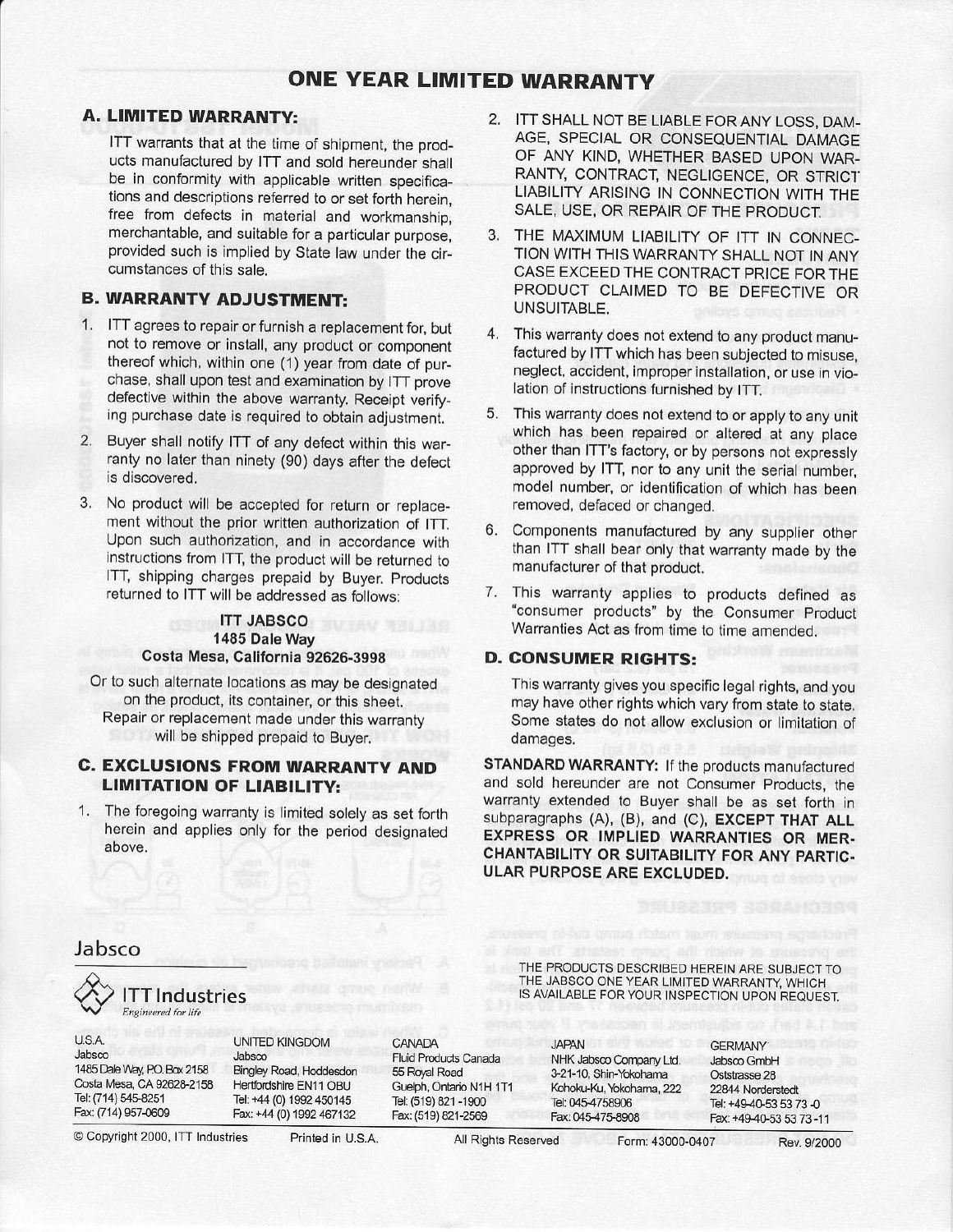# ONE YEAR LIMITED WARRANTY

## A. LIMITED WARRANTY:

ITT warrants that at the time of shipment, the products manufactured by ITT and sold hereunder shall be in conformity with applicable written specifications and descriptions referred to or set forth herein, free from defects in material and workmanship, merchantable, and suitable for a particular purpose, provided such is implied by State law under the circumstances of this sale.

## B. WARRANTY ADJUSTMENT:

1. ITT agrees to repair or furnish a replacement for, but not to remove or install, any product or component thereof which, within one (1) year from date of purchase, shall upon test and examination by ITT prove defective within the above warranty. Receipt verifying purchase date is required to obtain adjustment.
2. Buyer shall notify ITT of any defect within this warranty no later than ninety (90) days after the defect is discovered.
3. No product will be accepted for return or replacement without the prior written authorization of ITT. Upon such authorization, and in accordance with instructions from ITT, the product will be returned to ITT, shipping charges prepaid by Buyer. Products returned to ITT will be addressed as follows:

**ITT JABSCO**
**1485 Dale Way**
**Costa Mesa, California 92626-3998**

Or to such alternate locations as may be designated on the product, its container, or this sheet. Repair or replacement made under this warranty will be shipped prepaid to Buyer.

## C. EXCLUSIONS FROM WARRANTY AND LIMITATION OF LIABILITY:

1. The foregoing warranty is limited solely as set forth herein and applies only for the period designated above.
2. ITT SHALL NOT BE LIABLE FOR ANY LOSS, DAMAGE, SPECIAL OR CONSEQUENTIAL DAMAGE OF ANY KIND, WHETHER BASED UPON WARRANTY, CONTRACT, NEGLIGENCE, OR STRICT LIABILITY ARISING IN CONNECTION WITH THE SALE, USE, OR REPAIR OF THE PRODUCT.
3. THE MAXIMUM LIABILITY OF ITT IN CONNECTION WITH THIS WARRANTY SHALL NOT IN ANY CASE EXCEED THE CONTRACT PRICE FOR THE PRODUCT CLAIMED TO BE DEFECTIVE OR UNSUITABLE.
4. This warranty does not extend to any product manufactured by ITT which has been subjected to misuse, neglect, accident, improper installation, or use in violation of instructions furnished by ITT.
5. This warranty does not extend to or apply to any unit which has been repaired or altered at any place other than ITT's factory, or by persons not expressly approved by ITT, nor to any unit the serial number, model number, or identification of which has been removed, defaced or changed.
6. Components manufactured by any supplier other than ITT shall bear only that warranty made by the manufacturer of that product.
7. This warranty applies to products defined as "consumer products" by the Consumer Product Warranties Act as from time to time amended.

## D. CONSUMER RIGHTS:

This warranty gives you specific legal rights, and you may have other rights which vary from state to state. Some states do not allow exclusion or limitation of damages.

**STANDARD WARRANTY:** If the products manufactured and sold hereunder are not Consumer Products, the warranty extended to Buyer shall be as set forth in subparagraphs (A), (B), and (C), **EXCEPT THAT ALL EXPRESS OR IMPLIED WARRANTIES OR MERCHANTABILITY OR SUITABILITY FOR ANY PARTICULAR PURPOSE ARE EXCLUDED.**

Jabsco

ITT Industries
*Engineered for life*

THE PRODUCTS DESCRIBED HEREIN ARE SUBJECT TO THE JABSCO ONE YEAR LIMITED WARRANTY, WHICH IS AVAILABLE FOR YOUR INSPECTION UPON REQUEST.

| U.S.A. | UNITED KINGDOM | CANADA | JAPAN | GERMANY |
|---|---|---|---|---|
| Jabsco | Jabsco | Fluid Products Canada | NHK Jabsco Company Ltd. | Jabsco GmbH |
| 1485 Dale Way, P.O. Box 2158 | Bingley Road, Hoddesdon | 55 Royal Road | 3-21-10, Shin-Yokohama | Oststrasse 28 |
| Costa Mesa, CA 92628-2158 | Hertfordshire EN11 OBU | Guelph, Ontario N1H 1T1 | Kohoku-Ku, Yokohama, 222 | 22844 Norderstedt |
| Tel: (714) 545-8251 | Tel: +44 (0) 1992 450145 | Tel: (519) 821-1900 | Tel: 045-4758906 | Tel: +49-40-53 53 73 -0 |
| Fax: (714) 957-0609 | Fax: +44 (0) 1992 467132 | Fax: (519) 821-2569 | Fax: 045-475-8908 | Fax: +49-40-53 53 73 -11 |

© Copyright 2000, ITT Industries    Printed in U.S.A.    All Rights Reserved    Form: 43000-0407    Rev. 9/2000